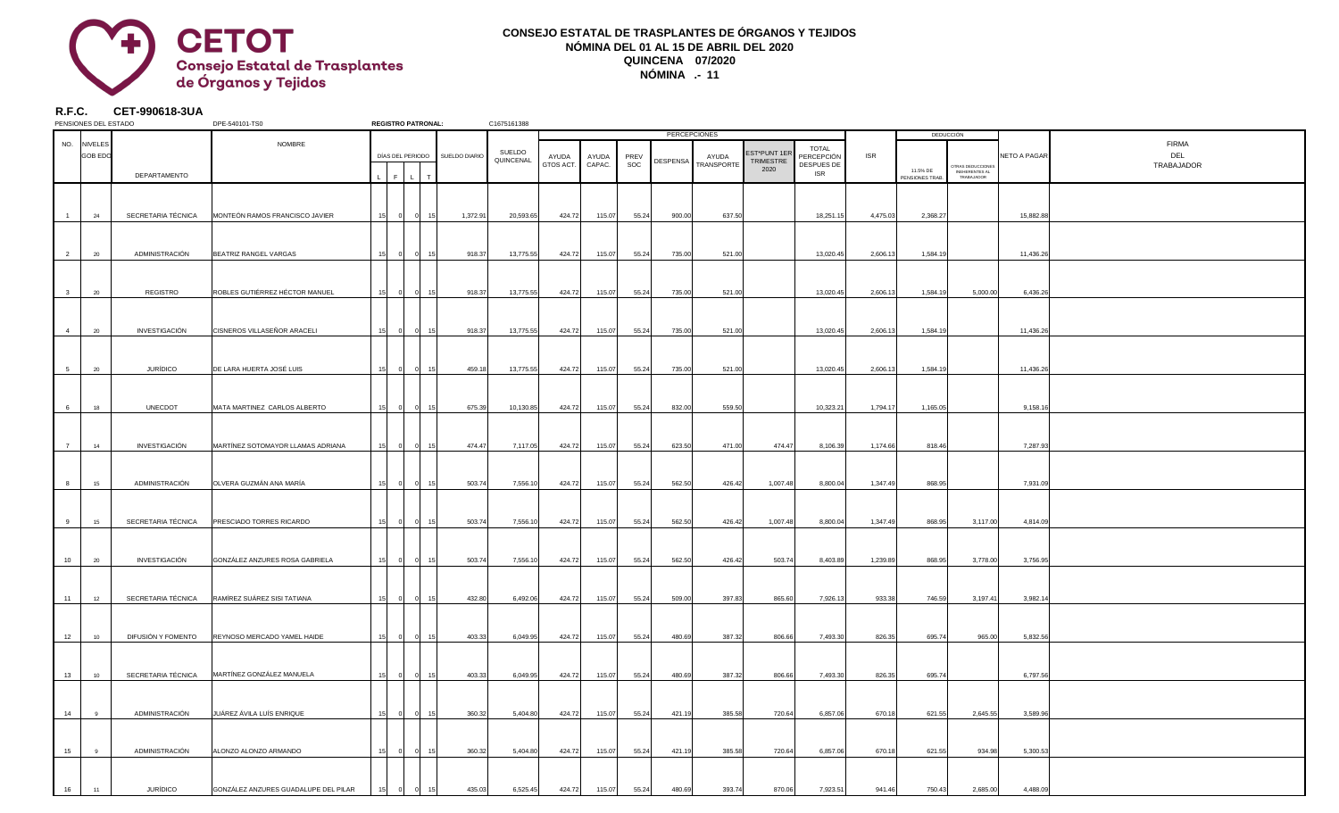**CETOT**
**Consejo Estatal de Trasplantes de Órganos y Tejidos**

# CONSEJO ESTATAL DE TRASPLANTES DE ÓRGANOS Y TEJIDOS
## NÓMINA DEL 01 AL 15 DE ABRIL DEL 2020
## QUINCENA 07/2020
## NÓMINA .- 11

**R.F.C. CET-990618-3UA**

PENSIONES DEL ESTADO DPE-540101-TS0 **REGISTRO PATRONAL:** C1675161388

| NO. | NIVELES GOB EDO | DEPARTAMENTO | NOMBRE | DÍAS DEL PERIODO L | F | L | T | SUELDO DIARIO | SUELDO QUINCENAL | PERCEPCIONES: AYUDA GTOS ACT. | AYUDA CAPAC. | PREV SOC | DESPENSA | AYUDA TRANSPORTE | EST*PUNT 1ER TRIMESTRE 2020 | TOTAL PERCEPCIÓN DESPUES DE ISR | ISR | DEDUCCIÓN: 11.5% DE PENSIONES TRAB. | OTRAS DEDUCCIONES INHERENTES AL TRABAJADOR | NETO A PAGAR | FIRMA DEL TRABAJADOR |
|---|---|---|---|---|---|---|---|---|---|---|---|---|---|---|---|---|---|---|---|---|---|
| 1 | 24 | SECRETARIA TÉCNICA | MONTEÓN RAMOS FRANCISCO JAVIER | 15 | 0 | 0 | 15 | 1,372.91 | 20,593.65 | 424.72 | 115.07 | 55.24 | 900.00 | 637.50 | | 18,251.15 | 4,475.03 | 2,368.27 | | 15,882.88 | |
| 2 | 20 | ADMINISTRACIÓN | BEATRIZ RANGEL VARGAS | 15 | 0 | 0 | 15 | 918.37 | 13,775.55 | 424.72 | 115.07 | 55.24 | 735.00 | 521.00 | | 13,020.45 | 2,606.13 | 1,584.19 | | 11,436.26 | |
| 3 | 20 | REGISTRO | ROBLES GUTIÉRREZ HÉCTOR MANUEL | 15 | 0 | 0 | 15 | 918.37 | 13,775.55 | 424.72 | 115.07 | 55.24 | 735.00 | 521.00 | | 13,020.45 | 2,606.13 | 1,584.19 | 5,000.00 | 6,436.26 | |
| 4 | 20 | INVESTIGACIÓN | CISNEROS VILLASEÑOR ARACELI | 15 | 0 | 0 | 15 | 918.37 | 13,775.55 | 424.72 | 115.07 | 55.24 | 735.00 | 521.00 | | 13,020.45 | 2,606.13 | 1,584.19 | | 11,436.26 | |
| 5 | 20 | JURÍDICO | DE LARA HUERTA JOSÉ LUIS | 15 | 0 | 0 | 15 | 459.18 | 13,775.55 | 424.72 | 115.07 | 55.24 | 735.00 | 521.00 | | 13,020.45 | 2,606.13 | 1,584.19 | | 11,436.26 | |
| 6 | 18 | UNECDOT | MATA MARTINEZ CARLOS ALBERTO | 15 | 0 | 0 | 15 | 675.39 | 10,130.85 | 424.72 | 115.07 | 55.24 | 832.00 | 559.50 | | 10,323.21 | 1,794.17 | 1,165.05 | | 9,158.16 | |
| 7 | 14 | INVESTIGACIÓN | MARTÍNEZ SOTOMAYOR LLAMAS ADRIANA | 15 | 0 | 0 | 15 | 474.47 | 7,117.05 | 424.72 | 115.07 | 55.24 | 623.50 | 471.00 | 474.47 | 8,106.39 | 1,174.66 | 818.46 | | 7,287.93 | |
| 8 | 15 | ADMINISTRACIÓN | OLVERA GUZMÁN ANA MARÍA | 15 | 0 | 0 | 15 | 503.74 | 7,556.10 | 424.72 | 115.07 | 55.24 | 562.50 | 426.42 | 1,007.48 | 8,800.04 | 1,347.49 | 868.95 | | 7,931.09 | |
| 9 | 15 | SECRETARIA TÉCNICA | PRESCIADO TORRES RICARDO | 15 | 0 | 0 | 15 | 503.74 | 7,556.10 | 424.72 | 115.07 | 55.24 | 562.50 | 426.42 | 1,007.48 | 8,800.04 | 1,347.49 | 868.95 | 3,117.00 | 4,814.09 | |
| 10 | 20 | INVESTIGACIÓN | GONZÁLEZ ANZURES ROSA GABRIELA | 15 | 0 | 0 | 15 | 503.74 | 7,556.10 | 424.72 | 115.07 | 55.24 | 562.50 | 426.42 | 503.74 | 8,403.89 | 1,239.89 | 868.95 | 3,778.00 | 3,756.95 | |
| 11 | 12 | SECRETARIA TÉCNICA | RAMÍREZ SUÁREZ SISI TATIANA | 15 | 0 | 0 | 15 | 432.80 | 6,492.06 | 424.72 | 115.07 | 55.24 | 509.00 | 397.83 | 865.60 | 7,926.13 | 933.38 | 746.59 | 3,197.41 | 3,982.14 | |
| 12 | 10 | DIFUSIÓN Y FOMENTO | REYNOSO MERCADO YAMEL HAIDE | 15 | 0 | 0 | 15 | 403.33 | 6,049.95 | 424.72 | 115.07 | 55.24 | 480.69 | 387.32 | 806.66 | 7,493.30 | 826.35 | 695.74 | 965.00 | 5,832.56 | |
| 13 | 10 | SECRETARIA TÉCNICA | MARTÍNEZ GONZÁLEZ MANUELA | 15 | 0 | 0 | 15 | 403.33 | 6,049.95 | 424.72 | 115.07 | 55.24 | 480.69 | 387.32 | 806.66 | 7,493.30 | 826.35 | 695.74 | | 6,797.56 | |
| 14 | 9 | ADMINISTRACIÓN | JUÁREZ ÁVILA LUÍS ENRIQUE | 15 | 0 | 0 | 15 | 360.32 | 5,404.80 | 424.72 | 115.07 | 55.24 | 421.19 | 385.58 | 720.64 | 6,857.06 | 670.18 | 621.55 | 2,645.55 | 3,589.96 | |
| 15 | 9 | ADMINISTRACIÓN | ALONZO ALONZO ARMANDO | 15 | 0 | 0 | 15 | 360.32 | 5,404.80 | 424.72 | 115.07 | 55.24 | 421.19 | 385.58 | 720.64 | 6,857.06 | 670.18 | 621.55 | 934.98 | 5,300.53 | |
| 16 | 11 | JURÍDICO | GONZÁLEZ ANZURES GUADALUPE DEL PILAR | 15 | 0 | 0 | 15 | 435.03 | 6,525.45 | 424.72 | 115.07 | 55.24 | 480.69 | 393.74 | 870.06 | 7,923.51 | 941.46 | 750.43 | 2,685.00 | 4,488.09 | |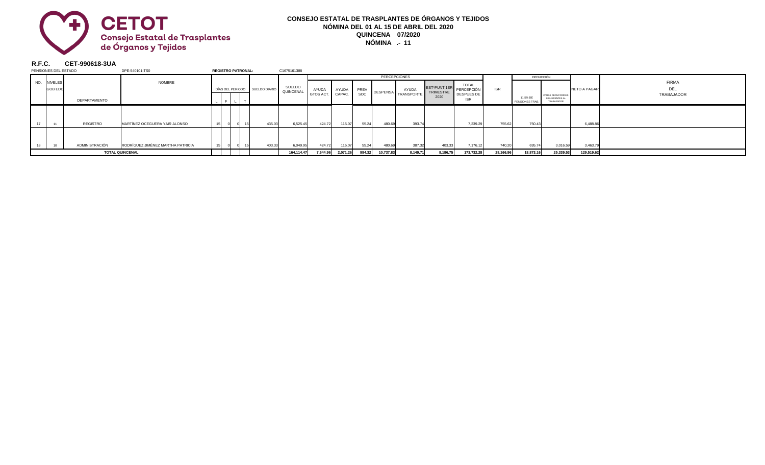**CETOT**
**Consejo Estatal de Trasplantes de Órganos y Tejidos**

**CONSEJO ESTATAL DE TRASPLANTES DE ÓRGANOS Y TEJIDOS**
**NÓMINA DEL 01 AL 15 DE ABRIL DEL 2020**
**QUINCENA 07/2020**
**NÓMINA .- 11**

**R.F.C. CET-990618-3UA**

PENSIONES DEL ESTADO DPE-540101-TS0 **REGISTRO PATRONAL:** C1675161388

| NO. | NIVELES GOB EDO | DEPARTAMENTO | NOMBRE | DÍAS DEL PERIODO L | F | L | T | SUELDO DIARIO | SUELDO QUINCENAL | PERCEPCIONES AYUDA GTOS ACT. | AYUDA CAPAC. | PREV SOC | DESPENSA | AYUDA TRANSPORTE | EST*PUNT 1ER TRIMESTRE 2020 | TOTAL PERCEPCIÓN DESPUES DE ISR | ISR | DEDUCCIÓN 11.5% DE PENSIONES TRAB. | OTRAS DEDUCCIONES INHERENTES AL TRABAJADOR | NETO A PAGAR | FIRMA DEL TRABAJADOR |
|---|---|---|---|---|---|---|---|---|---|---|---|---|---|---|---|---|---|---|---|---|---|
| 17 | 11 | REGISTRO | MARTÍNEZ OCEGUERA YAIR ALONSO | 15 | 0 | 0 | 15 | 435.03 | 6,525.45 | 424.72 | 115.07 | 55.24 | 480.69 | 393.74 | | 7,239.29 | 755.62 | 750.43 | | 6,488.86 | |
| 18 | 10 | ADMINISTRACIÓN | RODRÍGUEZ JIMÉNEZ MARTHA PATRICIA | 15 | 0 | 0 | 15 | 403.33 | 6,049.95 | 424.72 | 115.07 | 55.24 | 480.69 | 387.32 | 403.33 | 7,176.12 | 740.20 | 695.74 | 3,016.59 | 3,463.79 | |
| | | **TOTAL QUINCENAL** | | | | | | | **164,114.47** | **7,644.96** | **2,071.26** | **994.32** | **10,737.83** | **8,149.71** | **8,186.75** | **173,732.28** | **28,166.96** | **18,873.16** | **25,339.53** | **129,519.62** | |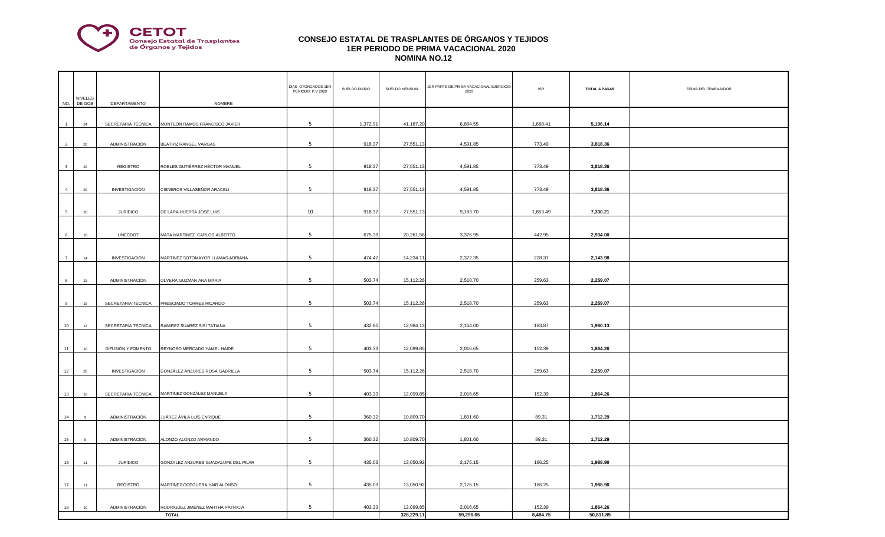CETOT
Consejo Estatal de Trasplantes de Órganos y Tejidos

# CONSEJO ESTATAL DE TRASPLANTES DE ÓRGANOS Y TEJIDOS
## 1ER PERIODO DE PRIMA VACACIONAL 2020
## NOMINA NO.12

| NO. | NIVELES DE GOB | DEPARTAMENTO | NOMBRE | DIAS OTORGADOS 1ER PERIODO P.V 2020 | SUELDO DIARIO | SUELDO MENSUAL | 1ER PARTE DE PRIMA VACACIONAL EJERCICIO 2020 | ISR | TOTAL A PAGAR | FIRMA DEL TRABAJADOR |
|---|---|---|---|---|---|---|---|---|---|---|
| 1 | 24 | SECRETARIA TÉCNICA | MONTEÓN RAMOS FRANCISCO JAVIER | 5 | 1,372.91 | 41,187.20 | 6,864.55 | 1,668.41 | 5,196.14 | |
| 2 | 20 | ADMINISTRACIÓN | BEATRIZ RANGEL VARGAS | 5 | 918.37 | 27,551.13 | 4,591.85 | 773.49 | 3,818.36 | |
| 3 | 20 | REGISTRO | ROBLES GUTIÉRREZ HÉCTOR MANUEL | 5 | 918.37 | 27,551.13 | 4,591.85 | 773.49 | 3,818.36 | |
| 4 | 20 | INVESTIGACIÓN | CISNEROS VILLASEÑOR ARACELI | 5 | 918.37 | 27,551.13 | 4,591.85 | 773.49 | 3,818.36 | |
| 5 | 20 | JURÍDICO | DE LARA HUERTA JOSÉ LUIS | 10 | 918.37 | 27,551.13 | 9,183.70 | 1,853.49 | 7,330.21 | |
| 6 | 18 | UNECDOT | MATA MARTINEZ CARLOS ALBERTO | 5 | 675.39 | 20,261.58 | 3,376.95 | 442.95 | 2,934.00 | |
| 7 | 14 | INVESTIGACIÓN | MARTINEZ SOTOMAYOR LLAMAS ADRIANA | 5 | 474.47 | 14,234.11 | 2,372.35 | 228.37 | 2,143.98 | |
| 8 | 15 | ADMINISTRACIÓN | OLVERA GUZMAN ANA MARIA | 5 | 503.74 | 15,112.26 | 2,518.70 | 259.63 | 2,259.07 | |
| 9 | 15 | SECRETARIA TÉCNICA | PRESCIADO TORRES RICARDO | 5 | 503.74 | 15,112.26 | 2,518.70 | 259.63 | 2,259.07 | |
| 10 | 12 | SECRETARIA TÉCNICA | RAMIREZ SUAREZ SISI TATIANA | 5 | 432.80 | 12,984.13 | 2,164.00 | 183.87 | 1,980.13 | |
| 11 | 10 | DIFUSIÓN Y FOMENTO | REYNOSO MERCADO YAMEL HAIDE | 5 | 403.33 | 12,099.85 | 2,016.65 | 152.39 | 1,864.26 | |
| 12 | 20 | INVESTIGACIÓN | GONZÁLEZ ANZURES ROSA GABRIELA | 5 | 503.74 | 15,112.26 | 2,518.70 | 259.63 | 2,259.07 | |
| 13 | 10 | SECRETARIA TÉCNICA | MARTÍNEZ GONZÁLEZ MANUELA | 5 | 403.33 | 12,099.85 | 2,016.65 | 152.39 | 1,864.26 | |
| 14 | 9 | ADMINISTRACIÓN | JUÁREZ ÁVILA LUÍS ENRIQUE | 5 | 360.32 | 10,809.70 | 1,801.60 | 89.31 | 1,712.29 | |
| 15 | 9 | ADMINISTRACIÓN | ALONZO ALONZO ARMANDO | 5 | 360.32 | 10,809.70 | 1,801.60 | 89.31 | 1,712.29 | |
| 16 | 11 | JURÍDICO | GONZALEZ ANZURES GUADALUPE DEL PILAR | 5 | 435.03 | 13,050.92 | 2,175.15 | 186.25 | 1,988.90 | |
| 17 | 11 | REGISTRO | MARTÍNEZ OCEGUERA YAIR ALONSO | 5 | 435.03 | 13,050.92 | 2,175.15 | 186.25 | 1,988.90 | |
| 18 | 10 | ADMINISTRACIÓN | RODRIGUEZ JIMÉNEZ MARTHA PATRICIA | 5 | 403.33 | 12,099.85 | 2,016.65 | 152.39 | 1,864.26 | |
| | | | **TOTAL** | | | 328,229.11 | 59,296.65 | 8,484.75 | 50,811.89 | |